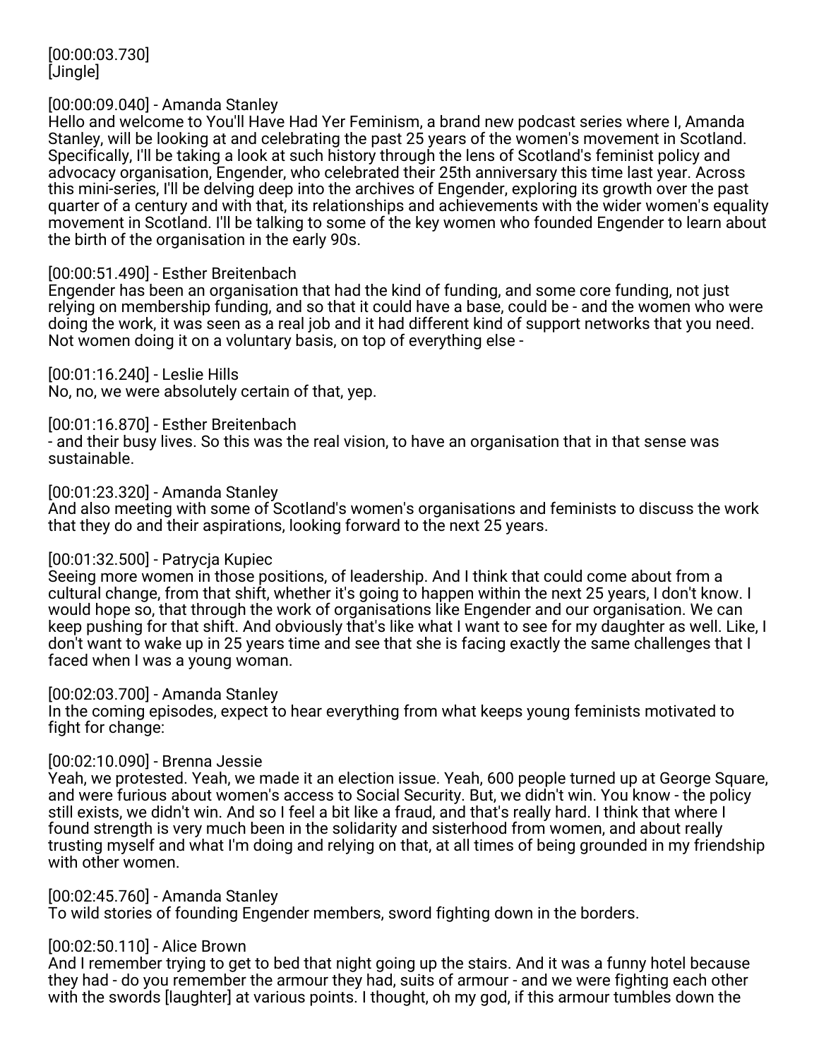[00:00:03.730]
[Jingle]

[00:00:09.040] - Amanda Stanley
Hello and welcome to You'll Have Had Yer Feminism, a brand new podcast series where I, Amanda Stanley, will be looking at and celebrating the past 25 years of the women's movement in Scotland. Specifically, I'll be taking a look at such history through the lens of Scotland's feminist policy and advocacy organisation, Engender, who celebrated their 25th anniversary this time last year. Across this mini-series, I'll be delving deep into the archives of Engender, exploring its growth over the past quarter of a century and with that, its relationships and achievements with the wider women's equality movement in Scotland. I'll be talking to some of the key women who founded Engender to learn about the birth of the organisation in the early 90s.

[00:00:51.490] - Esther Breitenbach
Engender has been an organisation that had the kind of funding, and some core funding, not just relying on membership funding, and so that it could have a base, could be - and the women who were doing the work, it was seen as a real job and it had different kind of support networks that you need. Not women doing it on a voluntary basis, on top of everything else -

[00:01:16.240] - Leslie Hills
No, no, we were absolutely certain of that, yep.

[00:01:16.870] - Esther Breitenbach
- and their busy lives. So this was the real vision, to have an organisation that in that sense was sustainable.

[00:01:23.320] - Amanda Stanley
And also meeting with some of Scotland's women's organisations and feminists to discuss the work that they do and their aspirations, looking forward to the next 25 years.

[00:01:32.500] - Patrycja Kupiec
Seeing more women in those positions, of leadership. And I think that could come about from a cultural change, from that shift, whether it's going to happen within the next 25 years, I don't know. I would hope so, that through the work of organisations like Engender and our organisation. We can keep pushing for that shift. And obviously that's like what I want to see for my daughter as well. Like, I don't want to wake up in 25 years time and see that she is facing exactly the same challenges that I faced when I was a young woman.

[00:02:03.700] - Amanda Stanley
In the coming episodes, expect to hear everything from what keeps young feminists motivated to fight for change:

[00:02:10.090] - Brenna Jessie
Yeah, we protested. Yeah, we made it an election issue. Yeah, 600 people turned up at George Square, and were furious about women's access to Social Security. But, we didn't win. You know - the policy still exists, we didn't win. And so I feel a bit like a fraud, and that's really hard. I think that where I found strength is very much been in the solidarity and sisterhood from women, and about really trusting myself and what I'm doing and relying on that, at all times of being grounded in my friendship with other women.

[00:02:45.760] - Amanda Stanley
To wild stories of founding Engender members, sword fighting down in the borders.

[00:02:50.110] - Alice Brown
And I remember trying to get to bed that night going up the stairs. And it was a funny hotel because they had - do you remember the armour they had, suits of armour - and we were fighting each other with the swords [laughter] at various points. I thought, oh my god, if this armour tumbles down the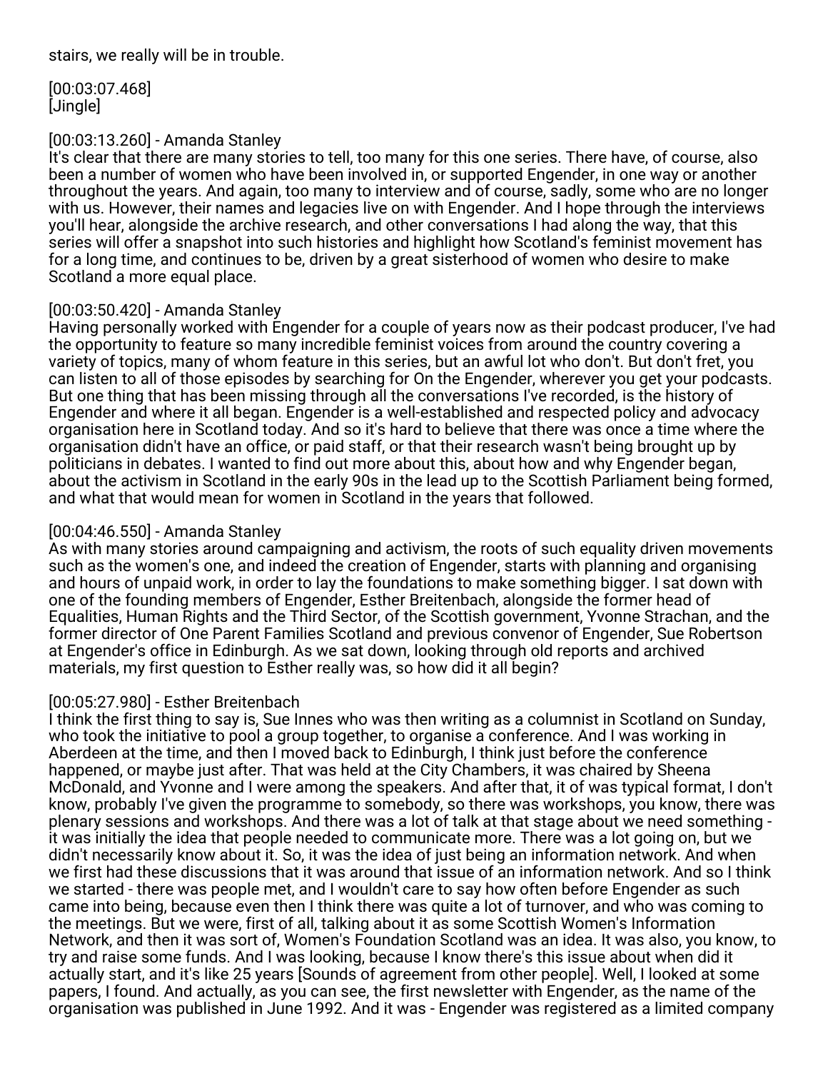stairs, we really will be in trouble.

[00:03:07.468]
[Jingle]

[00:03:13.260] - Amanda Stanley
It's clear that there are many stories to tell, too many for this one series. There have, of course, also been a number of women who have been involved in, or supported Engender, in one way or another throughout the years. And again, too many to interview and of course, sadly, some who are no longer with us. However, their names and legacies live on with Engender. And I hope through the interviews you'll hear, alongside the archive research, and other conversations I had along the way, that this series will offer a snapshot into such histories and highlight how Scotland's feminist movement has for a long time, and continues to be, driven by a great sisterhood of women who desire to make Scotland a more equal place.

[00:03:50.420] - Amanda Stanley
Having personally worked with Engender for a couple of years now as their podcast producer, I've had the opportunity to feature so many incredible feminist voices from around the country covering a variety of topics, many of whom feature in this series, but an awful lot who don't. But don't fret, you can listen to all of those episodes by searching for On the Engender, wherever you get your podcasts. But one thing that has been missing through all the conversations I've recorded, is the history of Engender and where it all began. Engender is a well-established and respected policy and advocacy organisation here in Scotland today. And so it's hard to believe that there was once a time where the organisation didn't have an office, or paid staff, or that their research wasn't being brought up by politicians in debates. I wanted to find out more about this, about how and why Engender began, about the activism in Scotland in the early 90s in the lead up to the Scottish Parliament being formed, and what that would mean for women in Scotland in the years that followed.

[00:04:46.550] - Amanda Stanley
As with many stories around campaigning and activism, the roots of such equality driven movements such as the women's one, and indeed the creation of Engender, starts with planning and organising and hours of unpaid work, in order to lay the foundations to make something bigger. I sat down with one of the founding members of Engender, Esther Breitenbach, alongside the former head of Equalities, Human Rights and the Third Sector, of the Scottish government, Yvonne Strachan, and the former director of One Parent Families Scotland and previous convenor of Engender, Sue Robertson at Engender's office in Edinburgh. As we sat down, looking through old reports and archived materials, my first question to Esther really was, so how did it all begin?

[00:05:27.980] - Esther Breitenbach
I think the first thing to say is, Sue Innes who was then writing as a columnist in Scotland on Sunday, who took the initiative to pool a group together, to organise a conference. And I was working in Aberdeen at the time, and then I moved back to Edinburgh, I think just before the conference happened, or maybe just after. That was held at the City Chambers, it was chaired by Sheena McDonald, and Yvonne and I were among the speakers. And after that, it of was typical format, I don't know, probably I've given the programme to somebody, so there was workshops, you know, there was plenary sessions and workshops. And there was a lot of talk at that stage about we need something - it was initially the idea that people needed to communicate more. There was a lot going on, but we didn't necessarily know about it. So, it was the idea of just being an information network. And when we first had these discussions that it was around that issue of an information network. And so I think we started - there was people met, and I wouldn't care to say how often before Engender as such came into being, because even then I think there was quite a lot of turnover, and who was coming to the meetings. But we were, first of all, talking about it as some Scottish Women's Information Network, and then it was sort of, Women's Foundation Scotland was an idea. It was also, you know, to try and raise some funds. And I was looking, because I know there's this issue about when did it actually start, and it's like 25 years [Sounds of agreement from other people]. Well, I looked at some papers, I found. And actually, as you can see, the first newsletter with Engender, as the name of the organisation was published in June 1992. And it was - Engender was registered as a limited company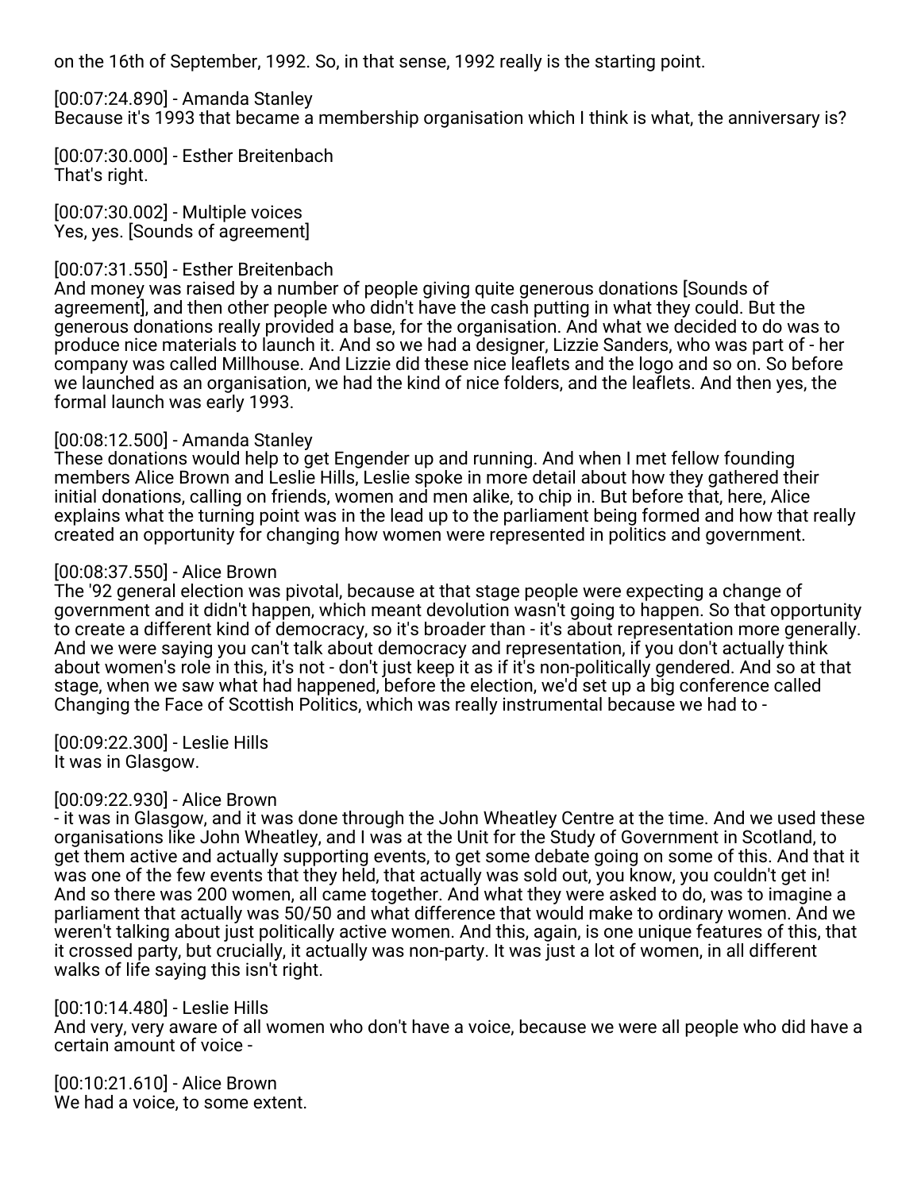on the 16th of September, 1992. So, in that sense, 1992 really is the starting point.

[00:07:24.890] - Amanda Stanley
Because it's 1993 that became a membership organisation which I think is what, the anniversary is?

[00:07:30.000] - Esther Breitenbach
That's right.

[00:07:30.002] - Multiple voices
Yes, yes. [Sounds of agreement]

[00:07:31.550] - Esther Breitenbach
And money was raised by a number of people giving quite generous donations [Sounds of agreement], and then other people who didn't have the cash putting in what they could. But the generous donations really provided a base, for the organisation. And what we decided to do was to produce nice materials to launch it. And so we had a designer, Lizzie Sanders, who was part of - her company was called Millhouse. And Lizzie did these nice leaflets and the logo and so on. So before we launched as an organisation, we had the kind of nice folders, and the leaflets. And then yes, the formal launch was early 1993.

[00:08:12.500] - Amanda Stanley
These donations would help to get Engender up and running. And when I met fellow founding members Alice Brown and Leslie Hills, Leslie spoke in more detail about how they gathered their initial donations, calling on friends, women and men alike, to chip in. But before that, here, Alice explains what the turning point was in the lead up to the parliament being formed and how that really created an opportunity for changing how women were represented in politics and government.

[00:08:37.550] - Alice Brown
The '92 general election was pivotal, because at that stage people were expecting a change of government and it didn't happen, which meant devolution wasn't going to happen. So that opportunity to create a different kind of democracy, so it's broader than - it's about representation more generally. And we were saying you can't talk about democracy and representation, if you don't actually think about women's role in this, it's not - don't just keep it as if it's non-politically gendered. And so at that stage, when we saw what had happened, before the election, we'd set up a big conference called Changing the Face of Scottish Politics, which was really instrumental because we had to -

[00:09:22.300] - Leslie Hills
It was in Glasgow.

[00:09:22.930] - Alice Brown
- it was in Glasgow, and it was done through the John Wheatley Centre at the time. And we used these organisations like John Wheatley, and I was at the Unit for the Study of Government in Scotland, to get them active and actually supporting events, to get some debate going on some of this. And that it was one of the few events that they held, that actually was sold out, you know, you couldn't get in! And so there was 200 women, all came together. And what they were asked to do, was to imagine a parliament that actually was 50/50 and what difference that would make to ordinary women. And we weren't talking about just politically active women. And this, again, is one unique features of this, that it crossed party, but crucially, it actually was non-party. It was just a lot of women, in all different walks of life saying this isn't right.

[00:10:14.480] - Leslie Hills
And very, very aware of all women who don't have a voice, because we were all people who did have a certain amount of voice -

[00:10:21.610] - Alice Brown
We had a voice, to some extent.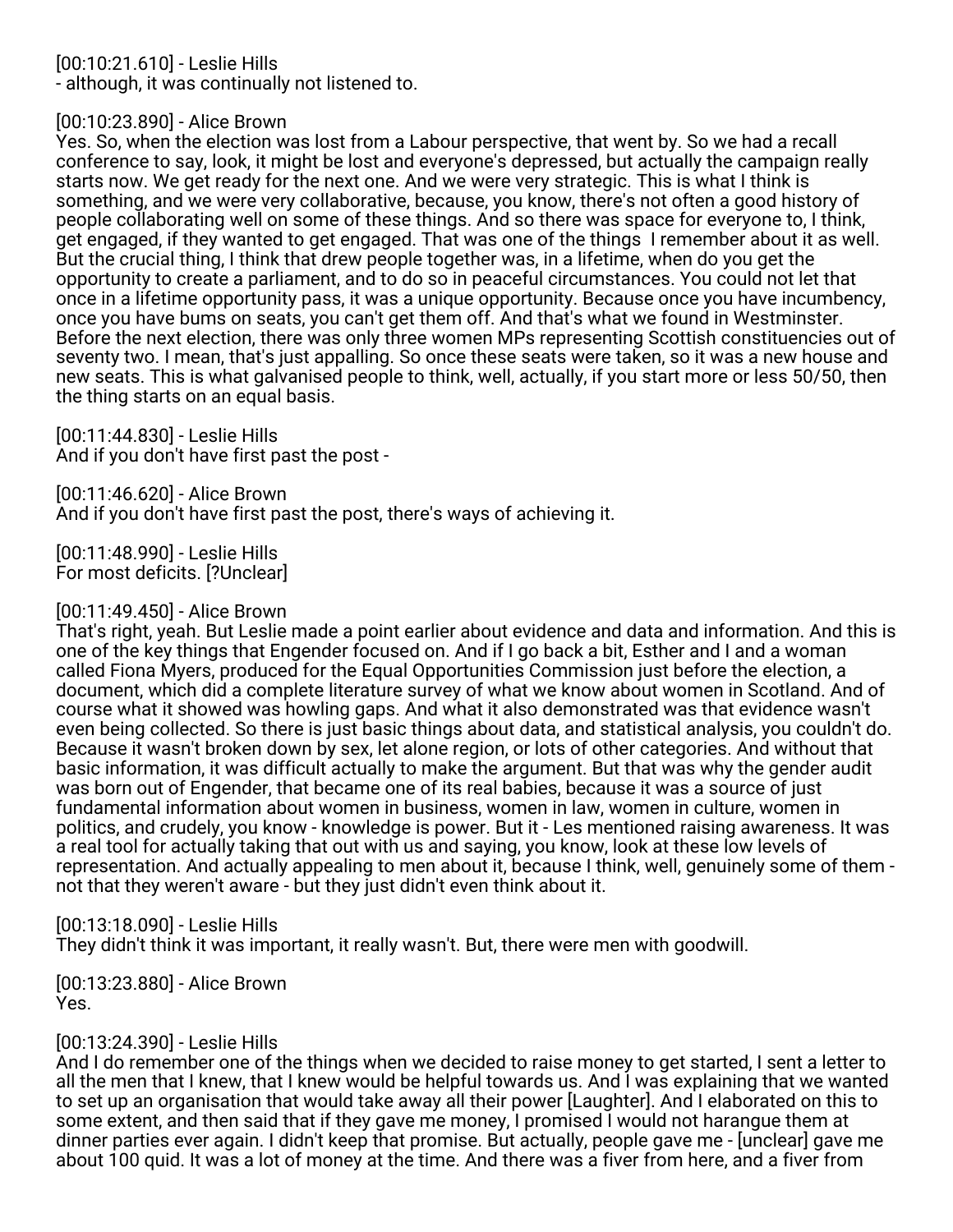[00:10:21.610] - Leslie Hills
- although, it was continually not listened to.

[00:10:23.890] - Alice Brown
Yes. So, when the election was lost from a Labour perspective, that went by. So we had a recall conference to say, look, it might be lost and everyone's depressed, but actually the campaign really starts now. We get ready for the next one. And we were very strategic. This is what I think is something, and we were very collaborative, because, you know, there's not often a good history of people collaborating well on some of these things. And so there was space for everyone to, I think, get engaged, if they wanted to get engaged. That was one of the things I remember about it as well. But the crucial thing, I think that drew people together was, in a lifetime, when do you get the opportunity to create a parliament, and to do so in peaceful circumstances. You could not let that once in a lifetime opportunity pass, it was a unique opportunity. Because once you have incumbency, once you have bums on seats, you can't get them off. And that's what we found in Westminster. Before the next election, there was only three women MPs representing Scottish constituencies out of seventy two. I mean, that's just appalling. So once these seats were taken, so it was a new house and new seats. This is what galvanised people to think, well, actually, if you start more or less 50/50, then the thing starts on an equal basis.

[00:11:44.830] - Leslie Hills
And if you don't have first past the post -

[00:11:46.620] - Alice Brown
And if you don't have first past the post, there's ways of achieving it.

[00:11:48.990] - Leslie Hills
For most deficits. [?Unclear]

[00:11:49.450] - Alice Brown
That's right, yeah. But Leslie made a point earlier about evidence and data and information. And this is one of the key things that Engender focused on. And if I go back a bit, Esther and I and a woman called Fiona Myers, produced for the Equal Opportunities Commission just before the election, a document, which did a complete literature survey of what we know about women in Scotland. And of course what it showed was howling gaps. And what it also demonstrated was that evidence wasn't even being collected. So there is just basic things about data, and statistical analysis, you couldn't do. Because it wasn't broken down by sex, let alone region, or lots of other categories. And without that basic information, it was difficult actually to make the argument. But that was why the gender audit was born out of Engender, that became one of its real babies, because it was a source of just fundamental information about women in business, women in law, women in culture, women in politics, and crudely, you know - knowledge is power. But it - Les mentioned raising awareness. It was a real tool for actually taking that out with us and saying, you know, look at these low levels of representation. And actually appealing to men about it, because I think, well, genuinely some of them - not that they weren't aware - but they just didn't even think about it.

[00:13:18.090] - Leslie Hills
They didn't think it was important, it really wasn't. But, there were men with goodwill.

[00:13:23.880] - Alice Brown
Yes.

[00:13:24.390] - Leslie Hills
And I do remember one of the things when we decided to raise money to get started, I sent a letter to all the men that I knew, that I knew would be helpful towards us. And I was explaining that we wanted to set up an organisation that would take away all their power [Laughter]. And I elaborated on this to some extent, and then said that if they gave me money, I promised I would not harangue them at dinner parties ever again. I didn't keep that promise. But actually, people gave me - [unclear] gave me about 100 quid. It was a lot of money at the time. And there was a fiver from here, and a fiver from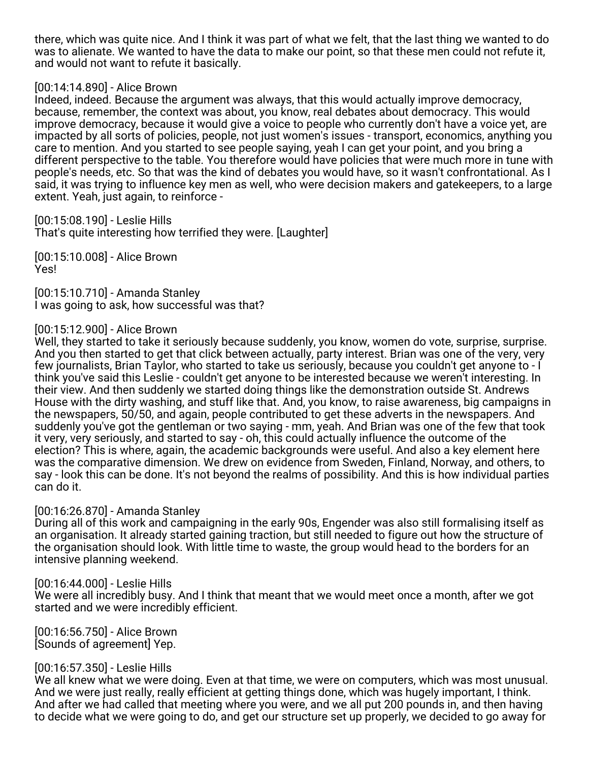there, which was quite nice. And I think it was part of what we felt, that the last thing we wanted to do was to alienate. We wanted to have the data to make our point, so that these men could not refute it, and would not want to refute it basically.

[00:14:14.890] - Alice Brown
Indeed, indeed. Because the argument was always, that this would actually improve democracy, because, remember, the context was about, you know, real debates about democracy. This would improve democracy, because it would give a voice to people who currently don't have a voice yet, are impacted by all sorts of policies, people, not just women's issues - transport, economics, anything you care to mention. And you started to see people saying, yeah I can get your point, and you bring a different perspective to the table. You therefore would have policies that were much more in tune with people's needs, etc. So that was the kind of debates you would have, so it wasn't confrontational. As I said, it was trying to influence key men as well, who were decision makers and gatekeepers, to a large extent. Yeah, just again, to reinforce -

[00:15:08.190] - Leslie Hills
That's quite interesting how terrified they were. [Laughter]

[00:15:10.008] - Alice Brown
Yes!

[00:15:10.710] - Amanda Stanley
I was going to ask, how successful was that?

[00:15:12.900] - Alice Brown
Well, they started to take it seriously because suddenly, you know, women do vote, surprise, surprise. And you then started to get that click between actually, party interest. Brian was one of the very, very few journalists, Brian Taylor, who started to take us seriously, because you couldn't get anyone to - I think you've said this Leslie - couldn't get anyone to be interested because we weren't interesting. In their view. And then suddenly we started doing things like the demonstration outside St. Andrews House with the dirty washing, and stuff like that. And, you know, to raise awareness, big campaigns in the newspapers, 50/50, and again, people contributed to get these adverts in the newspapers. And suddenly you've got the gentleman or two saying - mm, yeah. And Brian was one of the few that took it very, very seriously, and started to say - oh, this could actually influence the outcome of the election? This is where, again, the academic backgrounds were useful. And also a key element here was the comparative dimension. We drew on evidence from Sweden, Finland, Norway, and others, to say - look this can be done. It's not beyond the realms of possibility. And this is how individual parties can do it.

[00:16:26.870] - Amanda Stanley
During all of this work and campaigning in the early 90s, Engender was also still formalising itself as an organisation. It already started gaining traction, but still needed to figure out how the structure of the organisation should look. With little time to waste, the group would head to the borders for an intensive planning weekend.

[00:16:44.000] - Leslie Hills
We were all incredibly busy. And I think that meant that we would meet once a month, after we got started and we were incredibly efficient.

[00:16:56.750] - Alice Brown
[Sounds of agreement] Yep.

[00:16:57.350] - Leslie Hills
We all knew what we were doing. Even at that time, we were on computers, which was most unusual. And we were just really, really efficient at getting things done, which was hugely important, I think. And after we had called that meeting where you were, and we all put 200 pounds in, and then having to decide what we were going to do, and get our structure set up properly, we decided to go away for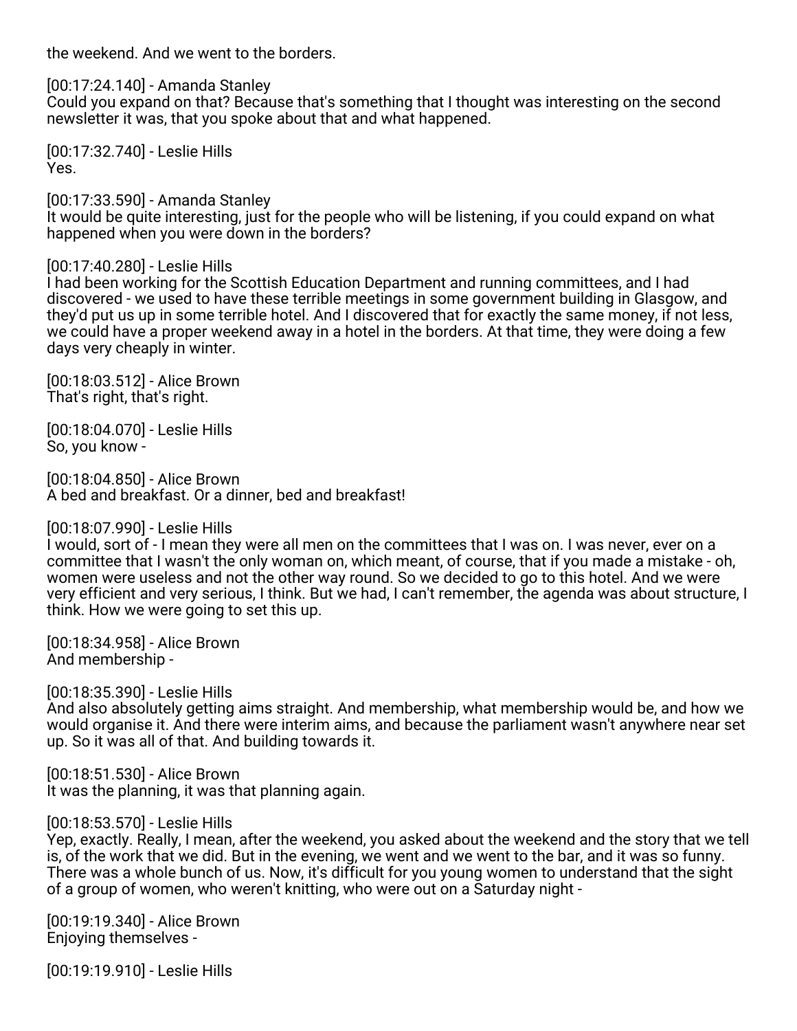the weekend. And we went to the borders.

[00:17:24.140] - Amanda Stanley
Could you expand on that? Because that's something that I thought was interesting on the second newsletter it was, that you spoke about that and what happened.

[00:17:32.740] - Leslie Hills
Yes.

[00:17:33.590] - Amanda Stanley
It would be quite interesting, just for the people who will be listening, if you could expand on what happened when you were down in the borders?

[00:17:40.280] - Leslie Hills
I had been working for the Scottish Education Department and running committees, and I had discovered - we used to have these terrible meetings in some government building in Glasgow, and they'd put us up in some terrible hotel. And I discovered that for exactly the same money, if not less, we could have a proper weekend away in a hotel in the borders. At that time, they were doing a few days very cheaply in winter.

[00:18:03.512] - Alice Brown
That's right, that's right.

[00:18:04.070] - Leslie Hills
So, you know -

[00:18:04.850] - Alice Brown
A bed and breakfast. Or a dinner, bed and breakfast!

[00:18:07.990] - Leslie Hills
I would, sort of - I mean they were all men on the committees that I was on. I was never, ever on a committee that I wasn't the only woman on, which meant, of course, that if you made a mistake - oh, women were useless and not the other way round. So we decided to go to this hotel. And we were very efficient and very serious, I think. But we had, I can't remember, the agenda was about structure, I think. How we were going to set this up.

[00:18:34.958] - Alice Brown
And membership -

[00:18:35.390] - Leslie Hills
And also absolutely getting aims straight. And membership, what membership would be, and how we would organise it. And there were interim aims, and because the parliament wasn't anywhere near set up. So it was all of that. And building towards it.

[00:18:51.530] - Alice Brown
It was the planning, it was that planning again.

[00:18:53.570] - Leslie Hills
Yep, exactly. Really, I mean, after the weekend, you asked about the weekend and the story that we tell is, of the work that we did. But in the evening, we went and we went to the bar, and it was so funny. There was a whole bunch of us. Now, it's difficult for you young women to understand that the sight of a group of women, who weren't knitting, who were out on a Saturday night -

[00:19:19.340] - Alice Brown
Enjoying themselves -

[00:19:19.910] - Leslie Hills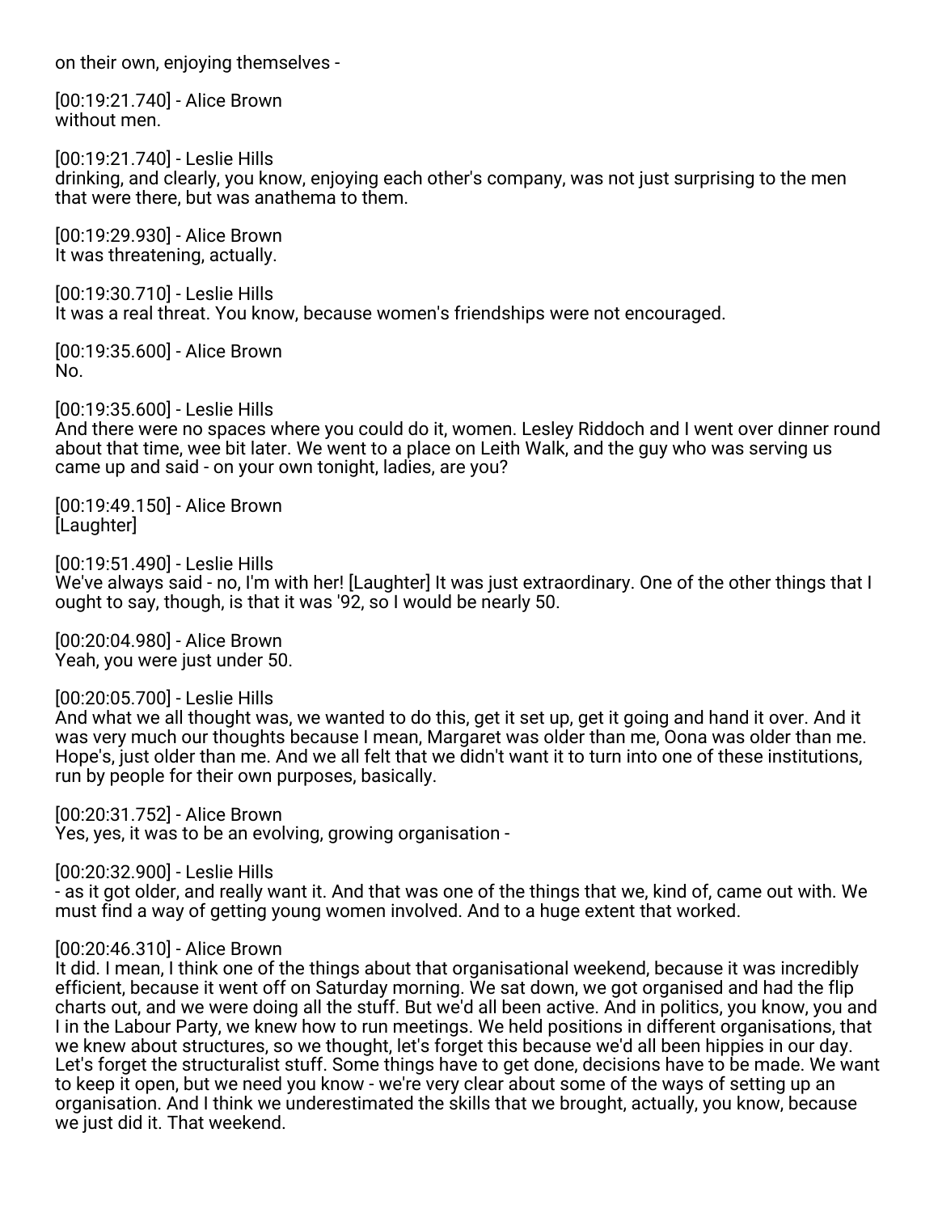on their own, enjoying themselves -

[00:19:21.740] - Alice Brown
without men.

[00:19:21.740] - Leslie Hills
drinking, and clearly, you know, enjoying each other's company, was not just surprising to the men that were there, but was anathema to them.

[00:19:29.930] - Alice Brown
It was threatening, actually.

[00:19:30.710] - Leslie Hills
It was a real threat. You know, because women's friendships were not encouraged.

[00:19:35.600] - Alice Brown
No.

[00:19:35.600] - Leslie Hills
And there were no spaces where you could do it, women. Lesley Riddoch and I went over dinner round about that time, wee bit later. We went to a place on Leith Walk, and the guy who was serving us came up and said - on your own tonight, ladies, are you?

[00:19:49.150] - Alice Brown
[Laughter]

[00:19:51.490] - Leslie Hills
We've always said - no, I'm with her! [Laughter] It was just extraordinary. One of the other things that I ought to say, though, is that it was '92, so I would be nearly 50.

[00:20:04.980] - Alice Brown
Yeah, you were just under 50.

[00:20:05.700] - Leslie Hills
And what we all thought was, we wanted to do this, get it set up, get it going and hand it over. And it was very much our thoughts because I mean, Margaret was older than me, Oona was older than me. Hope's, just older than me. And we all felt that we didn't want it to turn into one of these institutions, run by people for their own purposes, basically.

[00:20:31.752] - Alice Brown
Yes, yes, it was to be an evolving, growing organisation -

[00:20:32.900] - Leslie Hills
- as it got older, and really want it. And that was one of the things that we, kind of, came out with. We must find a way of getting young women involved. And to a huge extent that worked.

[00:20:46.310] - Alice Brown
It did. I mean, I think one of the things about that organisational weekend, because it was incredibly efficient, because it went off on Saturday morning. We sat down, we got organised and had the flip charts out, and we were doing all the stuff. But we'd all been active. And in politics, you know, you and I in the Labour Party, we knew how to run meetings. We held positions in different organisations, that we knew about structures, so we thought, let's forget this because we'd all been hippies in our day. Let's forget the structuralist stuff. Some things have to get done, decisions have to be made. We want to keep it open, but we need you know - we're very clear about some of the ways of setting up an organisation. And I think we underestimated the skills that we brought, actually, you know, because we just did it. That weekend.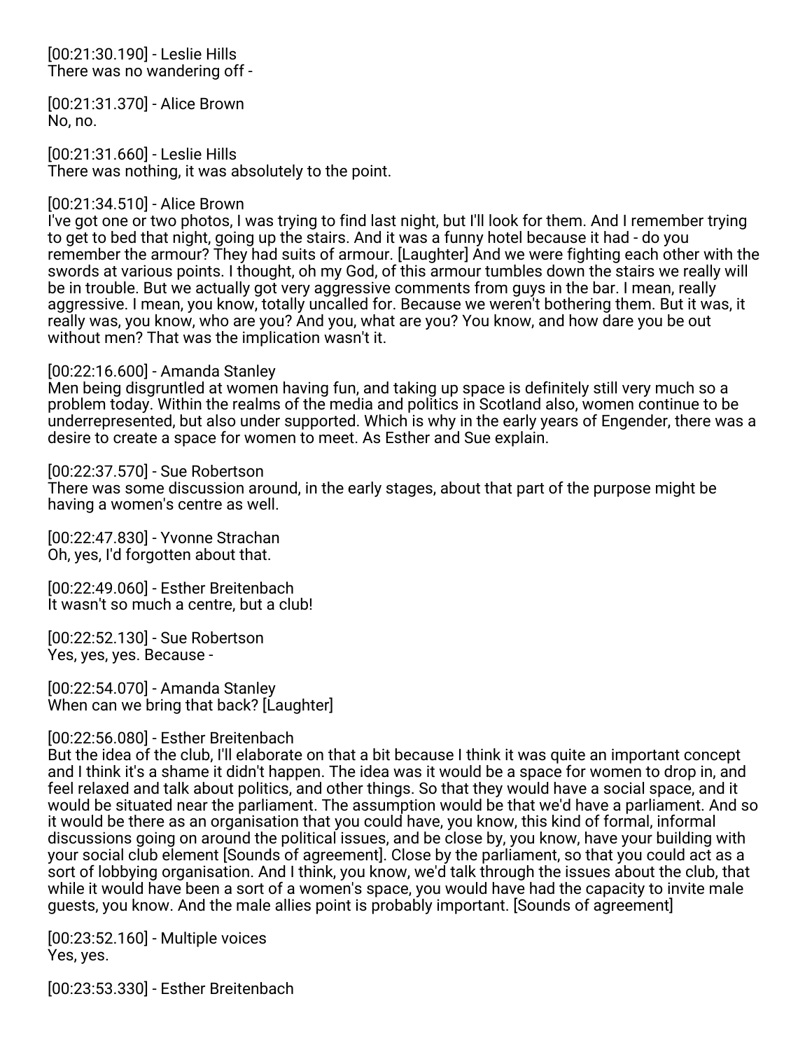[00:21:30.190] - Leslie Hills
There was no wandering off -

[00:21:31.370] - Alice Brown
No, no.

[00:21:31.660] - Leslie Hills
There was nothing, it was absolutely to the point.

[00:21:34.510] - Alice Brown
I've got one or two photos, I was trying to find last night, but I'll look for them. And I remember trying to get to bed that night, going up the stairs. And it was a funny hotel because it had - do you remember the armour? They had suits of armour. [Laughter] And we were fighting each other with the swords at various points. I thought, oh my God, of this armour tumbles down the stairs we really will be in trouble. But we actually got very aggressive comments from guys in the bar. I mean, really aggressive. I mean, you know, totally uncalled for. Because we weren't bothering them. But it was, it really was, you know, who are you? And you, what are you? You know, and how dare you be out without men? That was the implication wasn't it.

[00:22:16.600] - Amanda Stanley
Men being disgruntled at women having fun, and taking up space is definitely still very much so a problem today. Within the realms of the media and politics in Scotland also, women continue to be underrepresented, but also under supported. Which is why in the early years of Engender, there was a desire to create a space for women to meet. As Esther and Sue explain.

[00:22:37.570] - Sue Robertson
There was some discussion around, in the early stages, about that part of the purpose might be having a women's centre as well.

[00:22:47.830] - Yvonne Strachan
Oh, yes, I'd forgotten about that.

[00:22:49.060] - Esther Breitenbach
It wasn't so much a centre, but a club!

[00:22:52.130] - Sue Robertson
Yes, yes, yes. Because -

[00:22:54.070] - Amanda Stanley
When can we bring that back? [Laughter]

[00:22:56.080] - Esther Breitenbach
But the idea of the club, I'll elaborate on that a bit because I think it was quite an important concept and I think it's a shame it didn't happen. The idea was it would be a space for women to drop in, and feel relaxed and talk about politics, and other things. So that they would have a social space, and it would be situated near the parliament. The assumption would be that we'd have a parliament. And so it would be there as an organisation that you could have, you know, this kind of formal, informal discussions going on around the political issues, and be close by, you know, have your building with your social club element [Sounds of agreement]. Close by the parliament, so that you could act as a sort of lobbying organisation. And I think, you know, we'd talk through the issues about the club, that while it would have been a sort of a women's space, you would have had the capacity to invite male guests, you know. And the male allies point is probably important. [Sounds of agreement]

[00:23:52.160] - Multiple voices
Yes, yes.

[00:23:53.330] - Esther Breitenbach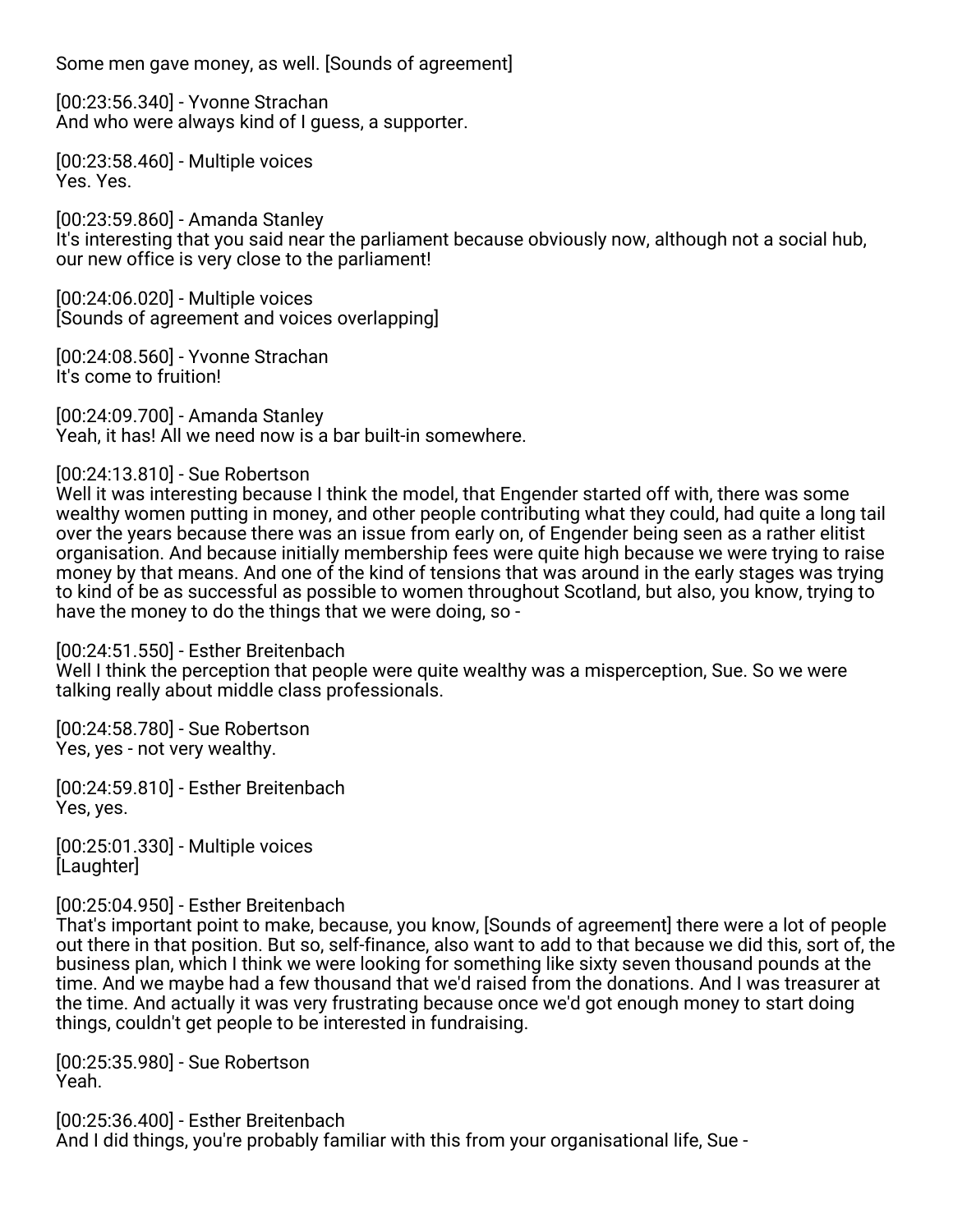Some men gave money, as well. [Sounds of agreement]

[00:23:56.340] - Yvonne Strachan
And who were always kind of I guess, a supporter.

[00:23:58.460] - Multiple voices
Yes. Yes.

[00:23:59.860] - Amanda Stanley
It's interesting that you said near the parliament because obviously now, although not a social hub, our new office is very close to the parliament!

[00:24:06.020] - Multiple voices
[Sounds of agreement and voices overlapping]

[00:24:08.560] - Yvonne Strachan
It's come to fruition!

[00:24:09.700] - Amanda Stanley
Yeah, it has! All we need now is a bar built-in somewhere.

[00:24:13.810] - Sue Robertson
Well it was interesting because I think the model, that Engender started off with, there was some wealthy women putting in money, and other people contributing what they could, had quite a long tail over the years because there was an issue from early on, of Engender being seen as a rather elitist organisation. And because initially membership fees were quite high because we were trying to raise money by that means. And one of the kind of tensions that was around in the early stages was trying to kind of be as successful as possible to women throughout Scotland, but also, you know, trying to have the money to do the things that we were doing, so -

[00:24:51.550] - Esther Breitenbach
Well I think the perception that people were quite wealthy was a misperception, Sue. So we were talking really about middle class professionals.

[00:24:58.780] - Sue Robertson
Yes, yes - not very wealthy.

[00:24:59.810] - Esther Breitenbach
Yes, yes.

[00:25:01.330] - Multiple voices
[Laughter]

[00:25:04.950] - Esther Breitenbach
That's important point to make, because, you know, [Sounds of agreement] there were a lot of people out there in that position. But so, self-finance, also want to add to that because we did this, sort of, the business plan, which I think we were looking for something like sixty seven thousand pounds at the time. And we maybe had a few thousand that we'd raised from the donations. And I was treasurer at the time. And actually it was very frustrating because once we'd got enough money to start doing things, couldn't get people to be interested in fundraising.

[00:25:35.980] - Sue Robertson
Yeah.

[00:25:36.400] - Esther Breitenbach
And I did things, you're probably familiar with this from your organisational life, Sue -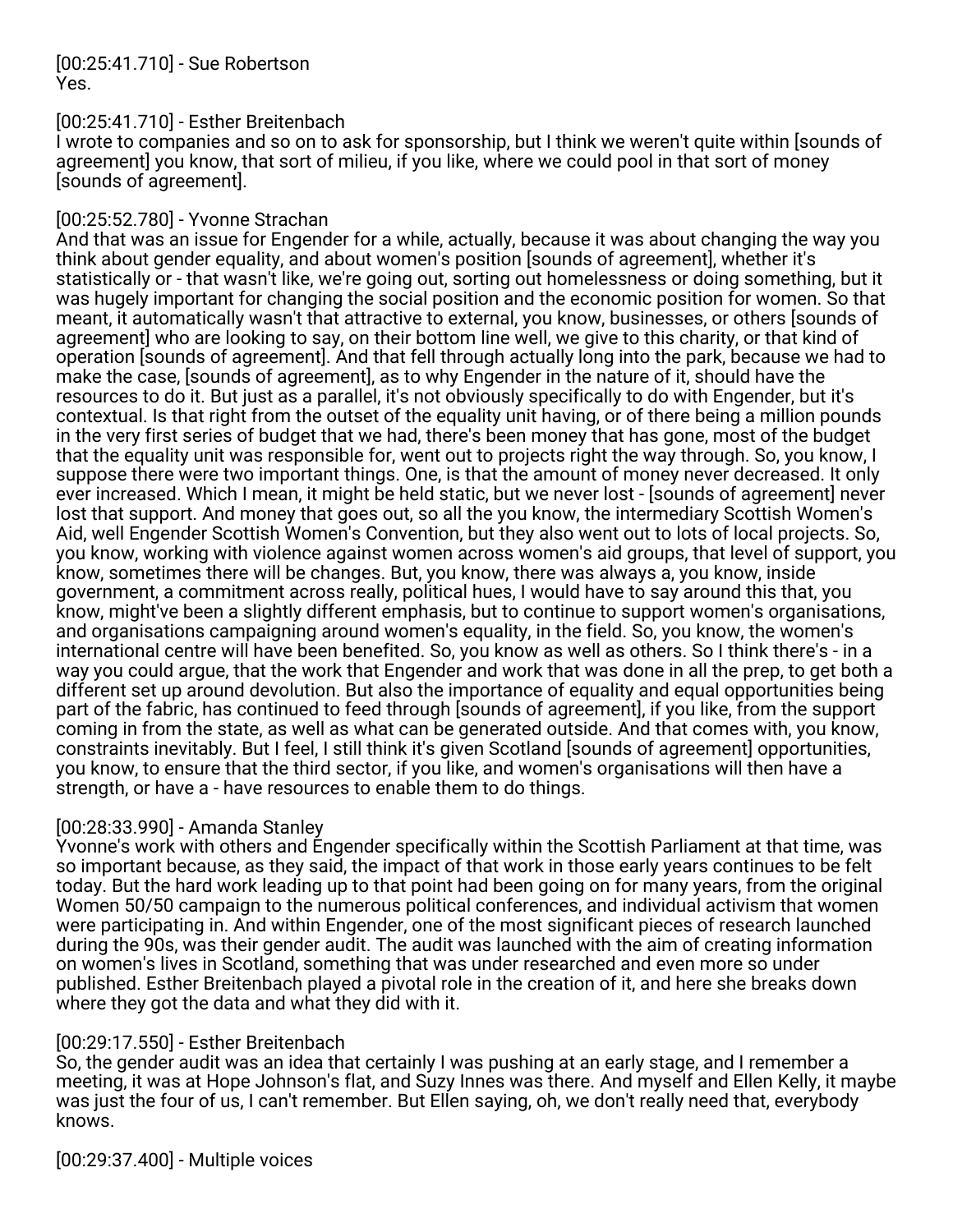[00:25:41.710] - Sue Robertson
Yes.

[00:25:41.710] - Esther Breitenbach
I wrote to companies and so on to ask for sponsorship, but I think we weren't quite within [sounds of agreement] you know, that sort of milieu, if you like, where we could pool in that sort of money [sounds of agreement].

[00:25:52.780] - Yvonne Strachan
And that was an issue for Engender for a while, actually, because it was about changing the way you think about gender equality, and about women's position [sounds of agreement], whether it's statistically or - that wasn't like, we're going out, sorting out homelessness or doing something, but it was hugely important for changing the social position and the economic position for women. So that meant, it automatically wasn't that attractive to external, you know, businesses, or others [sounds of agreement] who are looking to say, on their bottom line well, we give to this charity, or that kind of operation [sounds of agreement]. And that fell through actually long into the park, because we had to make the case, [sounds of agreement], as to why Engender in the nature of it, should have the resources to do it. But just as a parallel, it's not obviously specifically to do with Engender, but it's contextual. Is that right from the outset of the equality unit having, or of there being a million pounds in the very first series of budget that we had, there's been money that has gone, most of the budget that the equality unit was responsible for, went out to projects right the way through. So, you know, I suppose there were two important things. One, is that the amount of money never decreased. It only ever increased. Which I mean, it might be held static, but we never lost - [sounds of agreement] never lost that support. And money that goes out, so all the you know, the intermediary Scottish Women's Aid, well Engender Scottish Women's Convention, but they also went out to lots of local projects. So, you know, working with violence against women across women's aid groups, that level of support, you know, sometimes there will be changes. But, you know, there was always a, you know, inside government, a commitment across really, political hues, I would have to say around this that, you know, might've been a slightly different emphasis, but to continue to support women's organisations, and organisations campaigning around women's equality, in the field. So, you know, the women's international centre will have been benefited. So, you know as well as others. So I think there's - in a way you could argue, that the work that Engender and work that was done in all the prep, to get both a different set up around devolution. But also the importance of equality and equal opportunities being part of the fabric, has continued to feed through [sounds of agreement], if you like, from the support coming in from the state, as well as what can be generated outside. And that comes with, you know, constraints inevitably. But I feel, I still think it's given Scotland [sounds of agreement] opportunities, you know, to ensure that the third sector, if you like, and women's organisations will then have a strength, or have a - have resources to enable them to do things.

[00:28:33.990] - Amanda Stanley
Yvonne's work with others and Engender specifically within the Scottish Parliament at that time, was so important because, as they said, the impact of that work in those early years continues to be felt today. But the hard work leading up to that point had been going on for many years, from the original Women 50/50 campaign to the numerous political conferences, and individual activism that women were participating in. And within Engender, one of the most significant pieces of research launched during the 90s, was their gender audit. The audit was launched with the aim of creating information on women's lives in Scotland, something that was under researched and even more so under published. Esther Breitenbach played a pivotal role in the creation of it, and here she breaks down where they got the data and what they did with it.

[00:29:17.550] - Esther Breitenbach
So, the gender audit was an idea that certainly I was pushing at an early stage, and I remember a meeting, it was at Hope Johnson's flat, and Suzy Innes was there. And myself and Ellen Kelly, it maybe was just the four of us, I can't remember. But Ellen saying, oh, we don't really need that, everybody knows.

[00:29:37.400] - Multiple voices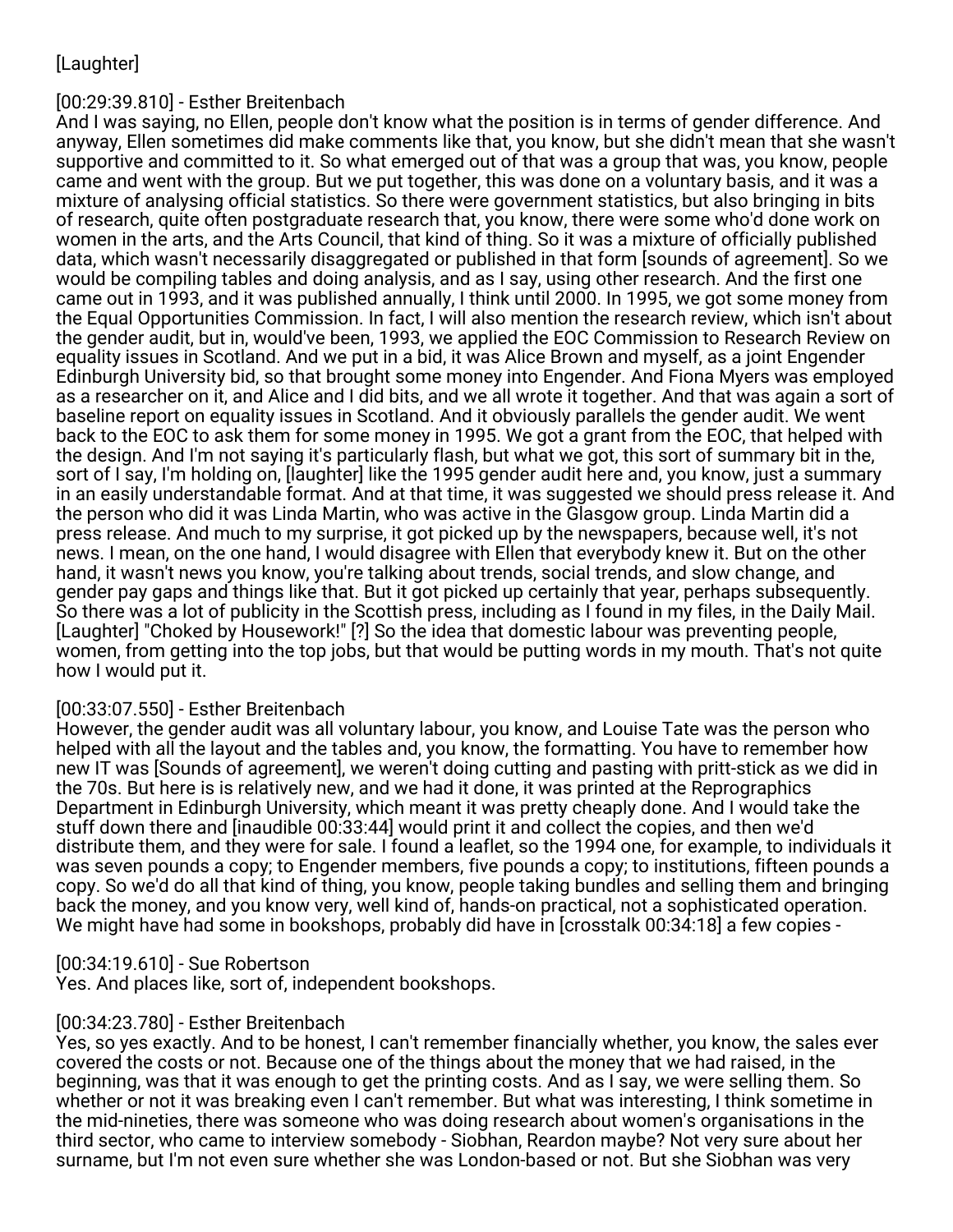[Laughter]

[00:29:39.810] - Esther Breitenbach
And I was saying, no Ellen, people don't know what the position is in terms of gender difference. And anyway, Ellen sometimes did make comments like that, you know, but she didn't mean that she wasn't supportive and committed to it. So what emerged out of that was a group that was, you know, people came and went with the group. But we put together, this was done on a voluntary basis, and it was a mixture of analysing official statistics. So there were government statistics, but also bringing in bits of research, quite often postgraduate research that, you know, there were some who'd done work on women in the arts, and the Arts Council, that kind of thing. So it was a mixture of officially published data, which wasn't necessarily disaggregated or published in that form [sounds of agreement]. So we would be compiling tables and doing analysis, and as I say, using other research. And the first one came out in 1993, and it was published annually, I think until 2000. In 1995, we got some money from the Equal Opportunities Commission. In fact, I will also mention the research review, which isn't about the gender audit, but in, would've been, 1993, we applied the EOC Commission to Research Review on equality issues in Scotland. And we put in a bid, it was Alice Brown and myself, as a joint Engender Edinburgh University bid, so that brought some money into Engender. And Fiona Myers was employed as a researcher on it, and Alice and I did bits, and we all wrote it together. And that was again a sort of baseline report on equality issues in Scotland. And it obviously parallels the gender audit. We went back to the EOC to ask them for some money in 1995. We got a grant from the EOC, that helped with the design. And I'm not saying it's particularly flash, but what we got, this sort of summary bit in the, sort of I say, I'm holding on, [laughter] like the 1995 gender audit here and, you know, just a summary in an easily understandable format. And at that time, it was suggested we should press release it. And the person who did it was Linda Martin, who was active in the Glasgow group. Linda Martin did a press release. And much to my surprise, it got picked up by the newspapers, because well, it's not news. I mean, on the one hand, I would disagree with Ellen that everybody knew it. But on the other hand, it wasn't news you know, you're talking about trends, social trends, and slow change, and gender pay gaps and things like that. But it got picked up certainly that year, perhaps subsequently. So there was a lot of publicity in the Scottish press, including as I found in my files, in the Daily Mail. [Laughter] "Choked by Housework!" [?] So the idea that domestic labour was preventing people, women, from getting into the top jobs, but that would be putting words in my mouth. That's not quite how I would put it.

[00:33:07.550] - Esther Breitenbach
However, the gender audit was all voluntary labour, you know, and Louise Tate was the person who helped with all the layout and the tables and, you know, the formatting. You have to remember how new IT was [Sounds of agreement], we weren't doing cutting and pasting with pritt-stick as we did in the 70s. But here is is relatively new, and we had it done, it was printed at the Reprographics Department in Edinburgh University, which meant it was pretty cheaply done. And I would take the stuff down there and [inaudible 00:33:44] would print it and collect the copies, and then we'd distribute them, and they were for sale. I found a leaflet, so the 1994 one, for example, to individuals it was seven pounds a copy; to Engender members, five pounds a copy; to institutions, fifteen pounds a copy. So we'd do all that kind of thing, you know, people taking bundles and selling them and bringing back the money, and you know very, well kind of, hands-on practical, not a sophisticated operation. We might have had some in bookshops, probably did have in [crosstalk 00:34:18] a few copies -

[00:34:19.610] - Sue Robertson
Yes. And places like, sort of, independent bookshops.

[00:34:23.780] - Esther Breitenbach
Yes, so yes exactly. And to be honest, I can't remember financially whether, you know, the sales ever covered the costs or not. Because one of the things about the money that we had raised, in the beginning, was that it was enough to get the printing costs. And as I say, we were selling them. So whether or not it was breaking even I can't remember. But what was interesting, I think sometime in the mid-nineties, there was someone who was doing research about women's organisations in the third sector, who came to interview somebody - Siobhan, Reardon maybe? Not very sure about her surname, but I'm not even sure whether she was London-based or not. But she Siobhan was very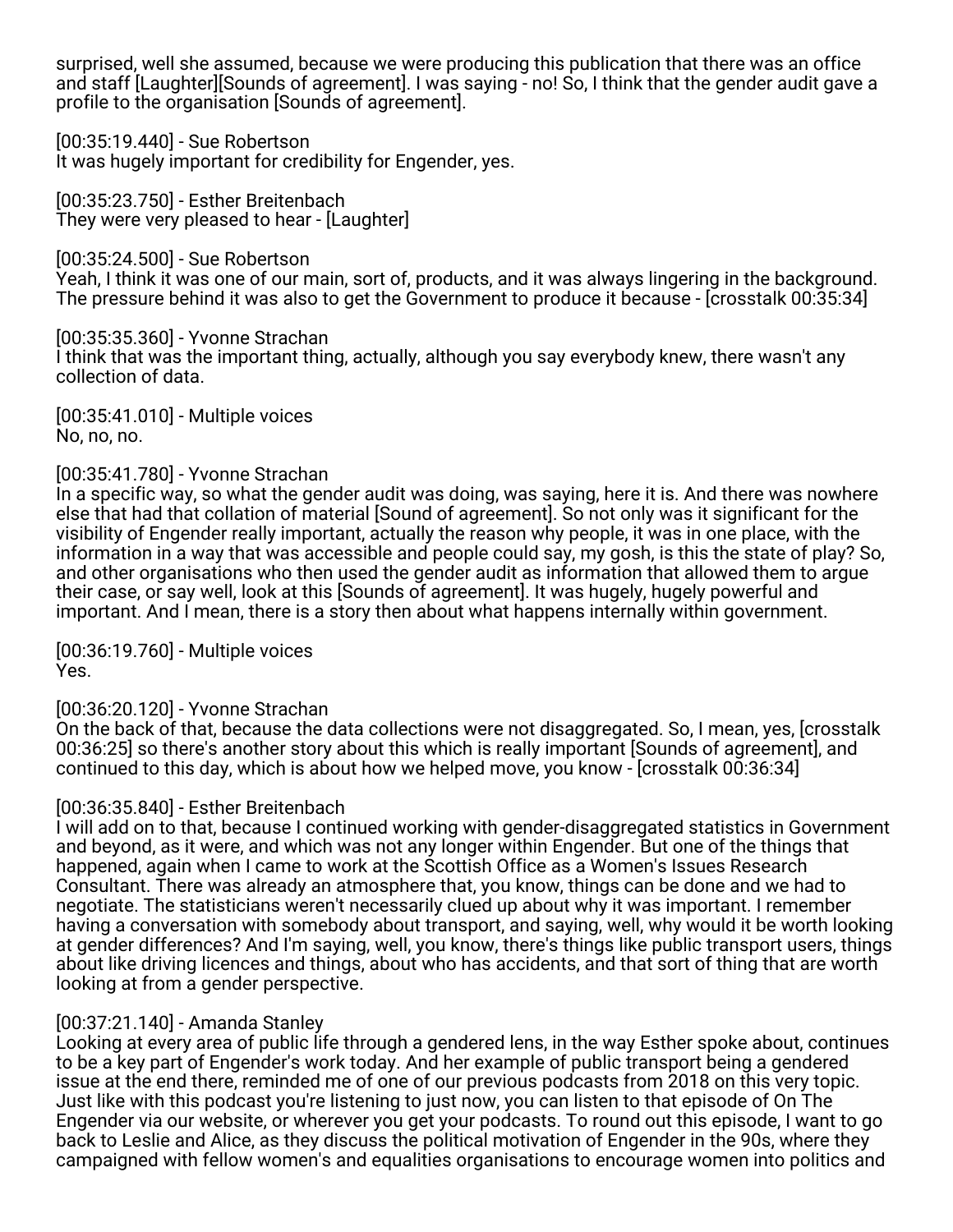surprised, well she assumed, because we were producing this publication that there was an office and staff [Laughter][Sounds of agreement]. I was saying - no! So, I think that the gender audit gave a profile to the organisation [Sounds of agreement].

[00:35:19.440] - Sue Robertson
It was hugely important for credibility for Engender, yes.

[00:35:23.750] - Esther Breitenbach
They were very pleased to hear - [Laughter]

[00:35:24.500] - Sue Robertson
Yeah, I think it was one of our main, sort of, products, and it was always lingering in the background. The pressure behind it was also to get the Government to produce it because - [crosstalk 00:35:34]

[00:35:35.360] - Yvonne Strachan
I think that was the important thing, actually, although you say everybody knew, there wasn't any collection of data.

[00:35:41.010] - Multiple voices
No, no, no.

[00:35:41.780] - Yvonne Strachan
In a specific way, so what the gender audit was doing, was saying, here it is. And there was nowhere else that had that collation of material [Sound of agreement]. So not only was it significant for the visibility of Engender really important, actually the reason why people, it was in one place, with the information in a way that was accessible and people could say, my gosh, is this the state of play? So, and other organisations who then used the gender audit as information that allowed them to argue their case, or say well, look at this [Sounds of agreement]. It was hugely, hugely powerful and important. And I mean, there is a story then about what happens internally within government.

[00:36:19.760] - Multiple voices
Yes.

[00:36:20.120] - Yvonne Strachan
On the back of that, because the data collections were not disaggregated. So, I mean, yes, [crosstalk 00:36:25] so there's another story about this which is really important [Sounds of agreement], and continued to this day, which is about how we helped move, you know - [crosstalk 00:36:34]

[00:36:35.840] - Esther Breitenbach
I will add on to that, because I continued working with gender-disaggregated statistics in Government and beyond, as it were, and which was not any longer within Engender. But one of the things that happened, again when I came to work at the Scottish Office as a Women's Issues Research Consultant. There was already an atmosphere that, you know, things can be done and we had to negotiate. The statisticians weren't necessarily clued up about why it was important. I remember having a conversation with somebody about transport, and saying, well, why would it be worth looking at gender differences? And I'm saying, well, you know, there's things like public transport users, things about like driving licences and things, about who has accidents, and that sort of thing that are worth looking at from a gender perspective.

[00:37:21.140] - Amanda Stanley
Looking at every area of public life through a gendered lens, in the way Esther spoke about, continues to be a key part of Engender's work today. And her example of public transport being a gendered issue at the end there, reminded me of one of our previous podcasts from 2018 on this very topic. Just like with this podcast you're listening to just now, you can listen to that episode of On The Engender via our website, or wherever you get your podcasts. To round out this episode, I want to go back to Leslie and Alice, as they discuss the political motivation of Engender in the 90s, where they campaigned with fellow women's and equalities organisations to encourage women into politics and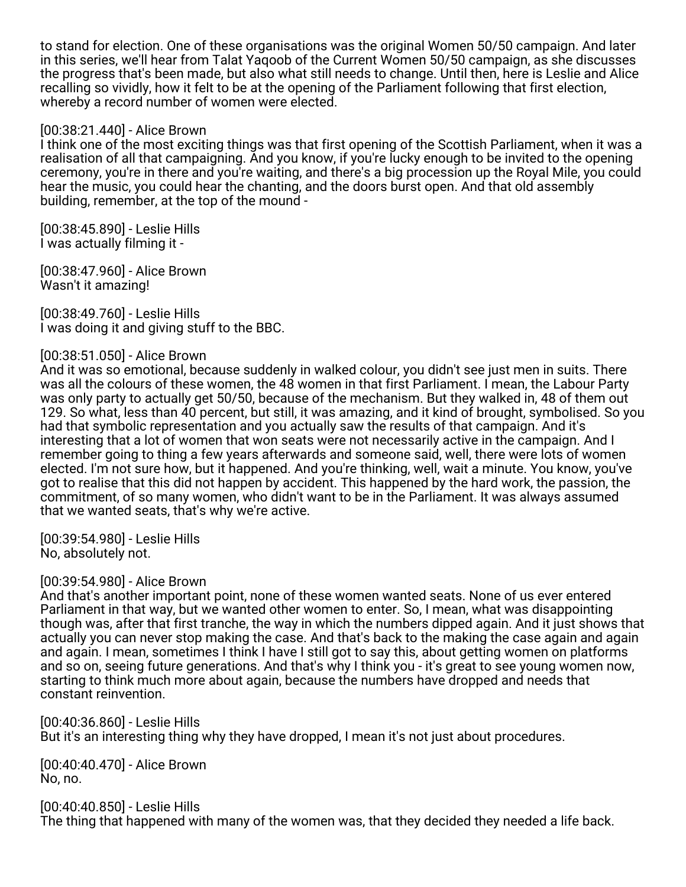to stand for election. One of these organisations was the original Women 50/50 campaign. And later in this series, we'll hear from Talat Yaqoob of the Current Women 50/50 campaign, as she discusses the progress that's been made, but also what still needs to change. Until then, here is Leslie and Alice recalling so vividly, how it felt to be at the opening of the Parliament following that first election, whereby a record number of women were elected.

[00:38:21.440] - Alice Brown
I think one of the most exciting things was that first opening of the Scottish Parliament, when it was a realisation of all that campaigning. And you know, if you're lucky enough to be invited to the opening ceremony, you're in there and you're waiting, and there's a big procession up the Royal Mile, you could hear the music, you could hear the chanting, and the doors burst open. And that old assembly building, remember, at the top of the mound -

[00:38:45.890] - Leslie Hills
I was actually filming it -

[00:38:47.960] - Alice Brown
Wasn't it amazing!

[00:38:49.760] - Leslie Hills
I was doing it and giving stuff to the BBC.

[00:38:51.050] - Alice Brown
And it was so emotional, because suddenly in walked colour, you didn't see just men in suits. There was all the colours of these women, the 48 women in that first Parliament. I mean, the Labour Party was only party to actually get 50/50, because of the mechanism. But they walked in, 48 of them out 129. So what, less than 40 percent, but still, it was amazing, and it kind of brought, symbolised. So you had that symbolic representation and you actually saw the results of that campaign. And it's interesting that a lot of women that won seats were not necessarily active in the campaign. And I remember going to thing a few years afterwards and someone said, well, there were lots of women elected. I'm not sure how, but it happened. And you're thinking, well, wait a minute. You know, you've got to realise that this did not happen by accident. This happened by the hard work, the passion, the commitment, of so many women, who didn't want to be in the Parliament. It was always assumed that we wanted seats, that's why we're active.

[00:39:54.980] - Leslie Hills
No, absolutely not.

[00:39:54.980] - Alice Brown
And that's another important point, none of these women wanted seats. None of us ever entered Parliament in that way, but we wanted other women to enter. So, I mean, what was disappointing though was, after that first tranche, the way in which the numbers dipped again. And it just shows that actually you can never stop making the case. And that's back to the making the case again and again and again. I mean, sometimes I think I have I still got to say this, about getting women on platforms and so on, seeing future generations. And that's why I think you - it's great to see young women now, starting to think much more about again, because the numbers have dropped and needs that constant reinvention.

[00:40:36.860] - Leslie Hills
But it's an interesting thing why they have dropped, I mean it's not just about procedures.

[00:40:40.470] - Alice Brown
No, no.

[00:40:40.850] - Leslie Hills
The thing that happened with many of the women was, that they decided they needed a life back.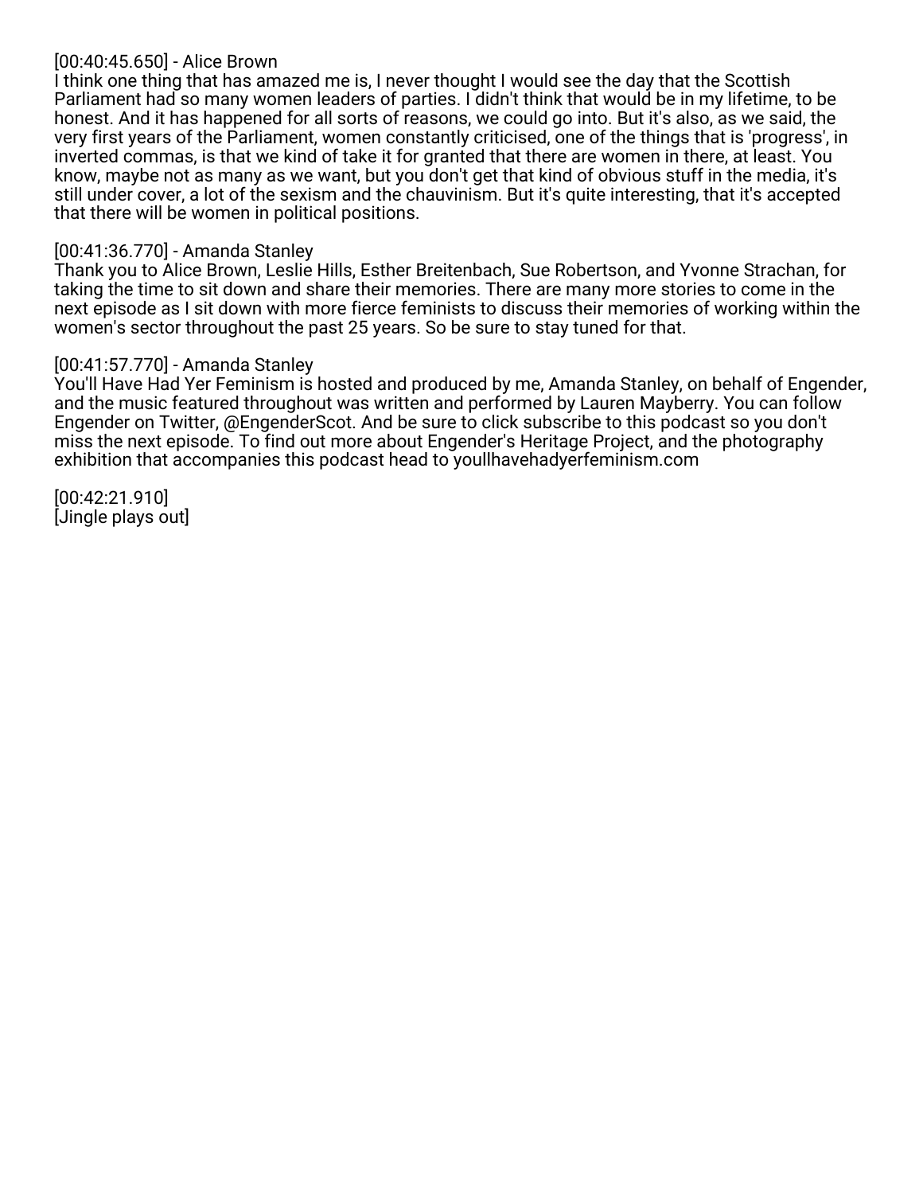[00:40:45.650] - Alice Brown
I think one thing that has amazed me is, I never thought I would see the day that the Scottish Parliament had so many women leaders of parties. I didn't think that would be in my lifetime, to be honest. And it has happened for all sorts of reasons, we could go into. But it's also, as we said, the very first years of the Parliament, women constantly criticised, one of the things that is 'progress', in inverted commas, is that we kind of take it for granted that there are women in there, at least. You know, maybe not as many as we want, but you don't get that kind of obvious stuff in the media, it's still under cover, a lot of the sexism and the chauvinism. But it's quite interesting, that it's accepted that there will be women in political positions.

[00:41:36.770] - Amanda Stanley
Thank you to Alice Brown, Leslie Hills, Esther Breitenbach, Sue Robertson, and Yvonne Strachan, for taking the time to sit down and share their memories. There are many more stories to come in the next episode as I sit down with more fierce feminists to discuss their memories of working within the women's sector throughout the past 25 years. So be sure to stay tuned for that.

[00:41:57.770] - Amanda Stanley
You'll Have Had Yer Feminism is hosted and produced by me, Amanda Stanley, on behalf of Engender, and the music featured throughout was written and performed by Lauren Mayberry. You can follow Engender on Twitter, @EngenderScot. And be sure to click subscribe to this podcast so you don't miss the next episode. To find out more about Engender's Heritage Project, and the photography exhibition that accompanies this podcast head to youllhavehadyerfeminism.com

[00:42:21.910]
[Jingle plays out]